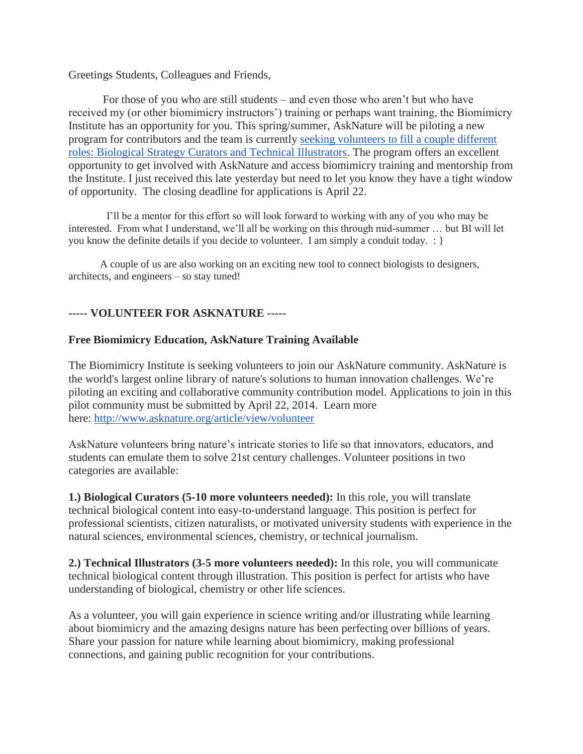Greetings Students, Colleagues and Friends,

For those of you who are still students – and even those who aren't but who have received my (or other biomimicry instructors') training or perhaps want training, the Biomimicry Institute has an opportunity for you. This spring/summer, AskNature will be piloting a new program for contributors and the team is currently [seeking volunteers to fill a couple different roles: Biological Strategy Curators and Technical Illustrators](http://www.asknature.org/article/view/volunteer). The program offers an excellent opportunity to get involved with AskNature and access biomimicry training and mentorship from the Institute. I just received this late yesterday but need to let you know they have a tight window of opportunity. The closing deadline for applications is April 22.

I'll be a mentor for this effort so will look forward to working with any of you who may be interested. From what I understand, we'll all be working on this through mid-summer … but BI will let you know the definite details if you decide to volunteer. I am simply a conduit today. : }

A couple of us are also working on an exciting new tool to connect biologists to designers, architects, and engineers – so stay tuned!

**----- VOLUNTEER FOR ASKNATURE -----**

**Free Biomimicry Education, AskNature Training Available**

The Biomimicry Institute is seeking volunteers to join our AskNature community. AskNature is the world's largest online library of nature's solutions to human innovation challenges. We're piloting an exciting and collaborative community contribution model. Applications to join in this pilot community must be submitted by April 22, 2014. Learn more here: http://www.asknature.org/article/view/volunteer

AskNature volunteers bring nature's intricate stories to life so that innovators, educators, and students can emulate them to solve 21st century challenges. Volunteer positions in two categories are available:

**1.) Biological Curators (5-10 more volunteers needed):** In this role, you will translate technical biological content into easy-to-understand language. This position is perfect for professional scientists, citizen naturalists, or motivated university students with experience in the natural sciences, environmental sciences, chemistry, or technical journalism.

**2.) Technical Illustrators (3-5 more volunteers needed):** In this role, you will communicate technical biological content through illustration. This position is perfect for artists who have understanding of biological, chemistry or other life sciences.

As a volunteer, you will gain experience in science writing and/or illustrating while learning about biomimicry and the amazing designs nature has been perfecting over billions of years. Share your passion for nature while learning about biomimicry, making professional connections, and gaining public recognition for your contributions.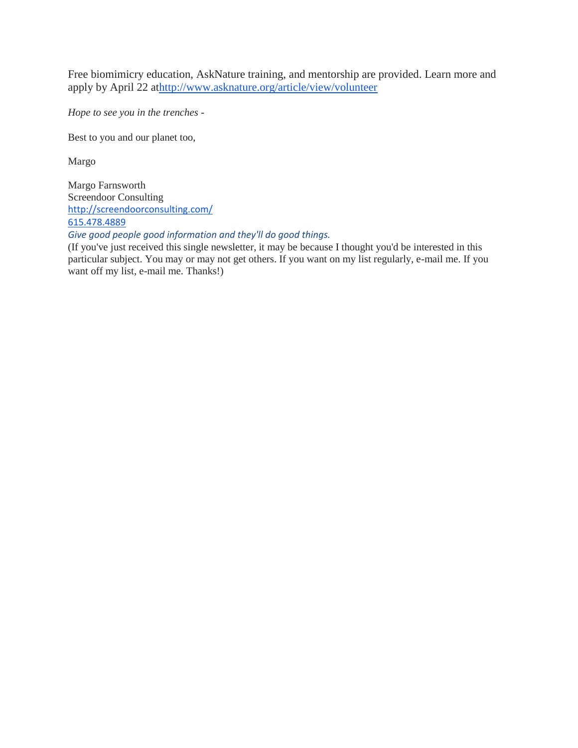Free biomimicry education, AskNature training, and mentorship are provided. Learn more and apply by April 22 athttp://www.asknature.org/article/view/volunteer

*Hope to see you in the trenches -*

Best to you and our planet too,

Margo

Margo Farnsworth  
Screendoor Consulting  
http://screendoorconsulting.com/  
615.478.4889  
*Give good people good information and they'll do good things.*  
(If you've just received this single newsletter, it may be because I thought you'd be interested in this particular subject. You may or may not get others. If you want on my list regularly, e-mail me. If you want off my list, e-mail me. Thanks!)